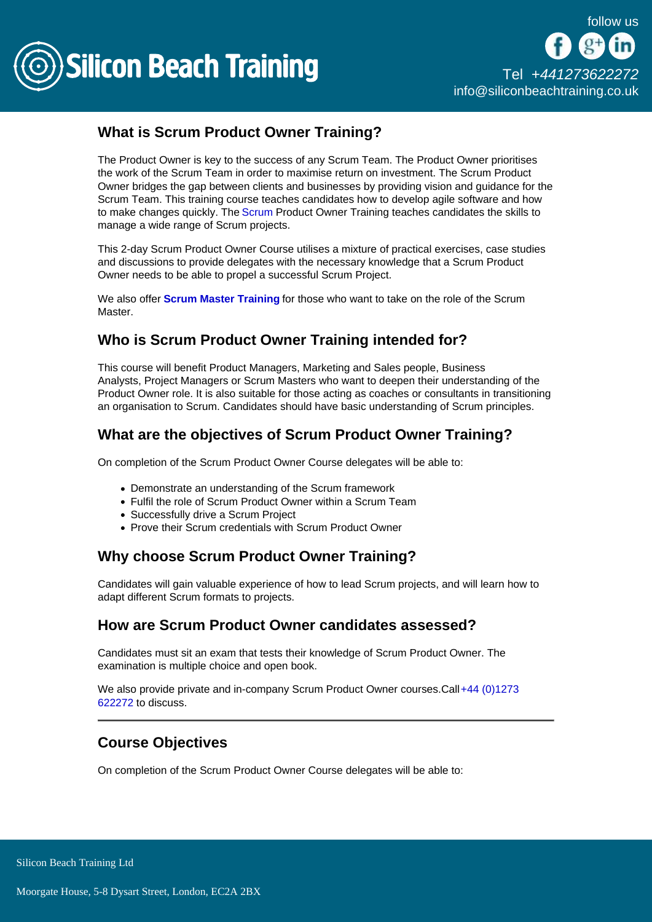## What is Scrum Product Owner Training?

The Product Owner is key to the success of any Scrum Team. The Product Owner prioritises the work of the Scrum Team in order to maximise return on investment. The Scrum Product Owner bridges the gap between clients and businesses by providing vision and guidance for the Scrum Team. This training course teaches candidates how to develop agile software and how to make changes quickly. The Scrum Product Owner Training teaches candidates the skills to manage a wide range of Scrum projects.

This 2-day Scrum Product Owner Course utilises a mixture of practical exercises, case studies and discussions to provide delegates with the necessary knowledge that a Scrum Product Owner needs to be able to propel a successful Scrum Project.

We also offer **Scrum Master Training** for those who want to take on the role of the Scrum Master.

## Who is Scrum Product Owner Training intended for?

This course will benefit Product Managers, Marketing and Sales people, Business Analysts, Project Managers or Scrum Masters who want to deepen their understanding of the Product Owner role. It is also suitable for those acting as coaches or consultants in transitioning an organisation to Scrum. Candidates should have basic understanding of Scrum principles.

## What are the objectives of Scrum Product Owner Training?

On completion of the Scrum Product Owner Course delegates will be able to:

- Demonstrate an understanding of the Scrum framework
- Fulfil the role of Scrum Product Owner within a Scrum Team
- Successfully drive a Scrum Project
- Prove their Scrum credentials with Scrum Product Owner

## Why choose Scrum Product Owner Training?

Candidates will gain valuable experience of how to lead Scrum projects, and will learn how to adapt different Scrum formats to projects.

## How are Scrum Product Owner candidates assessed?

Candidates must sit an exam that tests their knowledge of Scrum Product Owner. The examination is multiple choice and open book.

We also provide private and in-company Scrum Product Owner courses.Call +44 (0)1273 622272 to discuss.

---

## Course Objectives

On completion of the Scrum Product Owner Course delegates will be able to: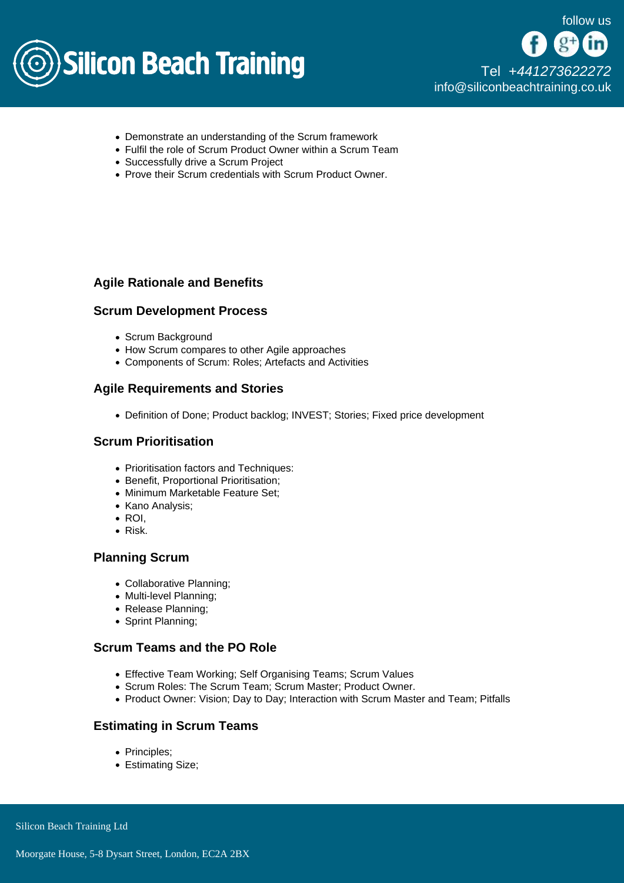- Demonstrate an understanding of the Scrum framework
- Fulfil the role of Scrum Product Owner within a Scrum Team
- Successfully drive a Scrum Project
- Prove their Scrum credentials with Scrum Product Owner.

### Agile Rationale and Benefits

### Scrum Development Process

- Scrum Background
- How Scrum compares to other Agile approaches
- Components of Scrum: Roles; Artefacts and Activities

### Agile Requirements and Stories

- Definition of Done; Product backlog; INVEST; Stories; Fixed price development

### Scrum Prioritisation

- Prioritisation factors and Techniques:
- Benefit, Proportional Prioritisation;
- Minimum Marketable Feature Set;
- Kano Analysis;
- ROI,
- Risk.

### Planning Scrum

- Collaborative Planning;
- Multi-level Planning;
- Release Planning;
- Sprint Planning;

### Scrum Teams and the PO Role

- Effective Team Working; Self Organising Teams; Scrum Values
- Scrum Roles: The Scrum Team; Scrum Master; Product Owner.
- Product Owner: Vision; Day to Day; Interaction with Scrum Master and Team; Pitfalls

### Estimating in Scrum Teams

- Principles;
- Estimating Size;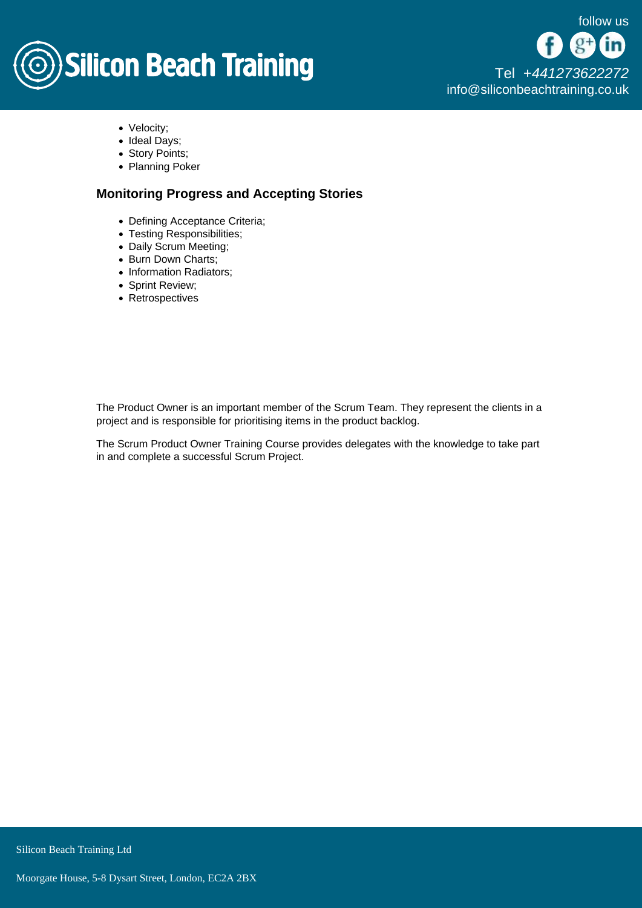- Velocity;
- Ideal Days;
- Story Points;
- Planning Poker

### Monitoring Progress and Accepting Stories

- Defining Acceptance Criteria;
- Testing Responsibilities;
- Daily Scrum Meeting;
- Burn Down Charts;
- Information Radiators;
- Sprint Review;
- Retrospectives

The Product Owner is an important member of the Scrum Team. They represent the clients in a project and is responsible for prioritising items in the product backlog.

The Scrum Product Owner Training Course provides delegates with the knowledge to take part in and complete a successful Scrum Project.